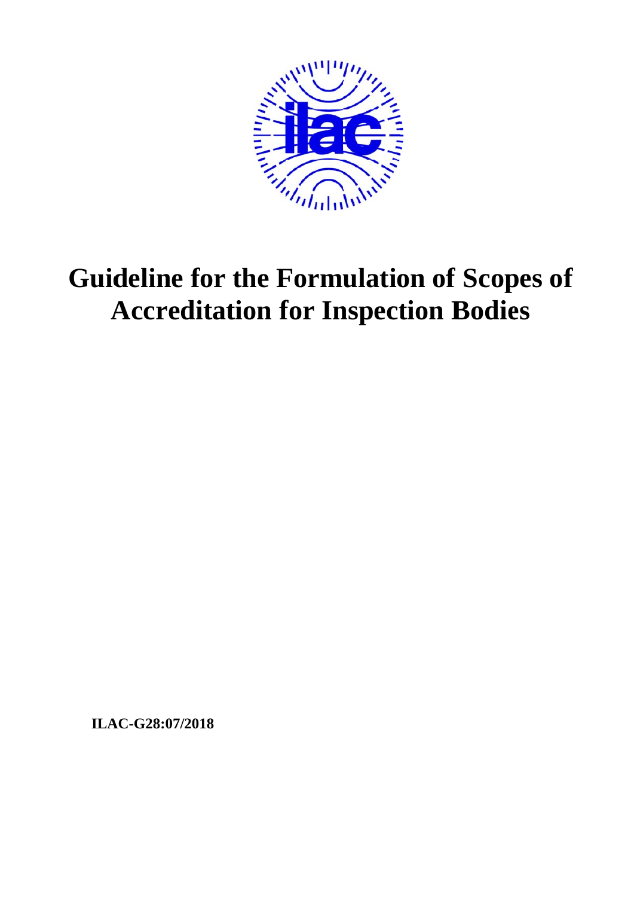# Guideline for the Formulation of Scopes of Accreditation for Inspection Bodies

**ILAC-G28:07/2018**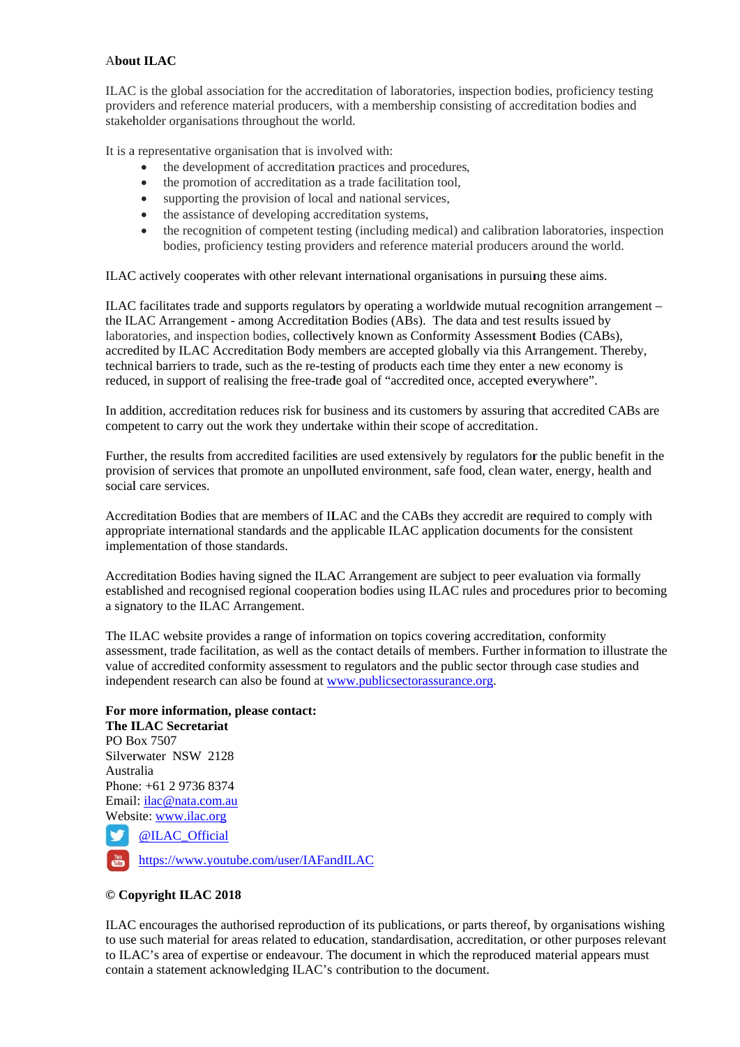**About ILAC**

ILAC is the global association for the accreditation of laboratories, inspection bodies, proficiency testing providers and reference material producers, with a membership consisting of accreditation bodies and stakeholder organisations throughout the world.

It is a representative organisation that is involved with:

- the development of accreditation practices and procedures,
- the promotion of accreditation as a trade facilitation tool,
- supporting the provision of local and national services,
- the assistance of developing accreditation systems,
- the recognition of competent testing (including medical) and calibration laboratories, inspection bodies, proficiency testing providers and reference material producers around the world.

ILAC actively cooperates with other relevant international organisations in pursuing these aims.

ILAC facilitates trade and supports regulators by operating a worldwide mutual recognition arrangement – the ILAC Arrangement - among Accreditation Bodies (ABs). The data and test results issued by laboratories, and inspection bodies, collectively known as Conformity Assessment Bodies (CABs), accredited by ILAC Accreditation Body members are accepted globally via this Arrangement. Thereby, technical barriers to trade, such as the re-testing of products each time they enter a new economy is reduced, in support of realising the free-trade goal of "accredited once, accepted everywhere".

In addition, accreditation reduces risk for business and its customers by assuring that accredited CABs are competent to carry out the work they undertake within their scope of accreditation.

Further, the results from accredited facilities are used extensively by regulators for the public benefit in the provision of services that promote an unpolluted environment, safe food, clean water, energy, health and social care services.

Accreditation Bodies that are members of ILAC and the CABs they accredit are required to comply with appropriate international standards and the applicable ILAC application documents for the consistent implementation of those standards.

Accreditation Bodies having signed the ILAC Arrangement are subject to peer evaluation via formally established and recognised regional cooperation bodies using ILAC rules and procedures prior to becoming a signatory to the ILAC Arrangement.

The ILAC website provides a range of information on topics covering accreditation, conformity assessment, trade facilitation, as well as the contact details of members. Further information to illustrate the value of accredited conformity assessment to regulators and the public sector through case studies and independent research can also be found at www.publicsectorassurance.org.

**For more information, please contact:**
**The ILAC Secretariat**
PO Box 7507
Silverwater NSW 2128
Australia
Phone: +61 2 9736 8374
Email: ilac@nata.com.au
Website: www.ilac.org
@ILAC_Official
https://www.youtube.com/user/IAFandILAC

**© Copyright ILAC 2018**

ILAC encourages the authorised reproduction of its publications, or parts thereof, by organisations wishing to use such material for areas related to education, standardisation, accreditation, or other purposes relevant to ILAC's area of expertise or endeavour. The document in which the reproduced material appears must contain a statement acknowledging ILAC's contribution to the document.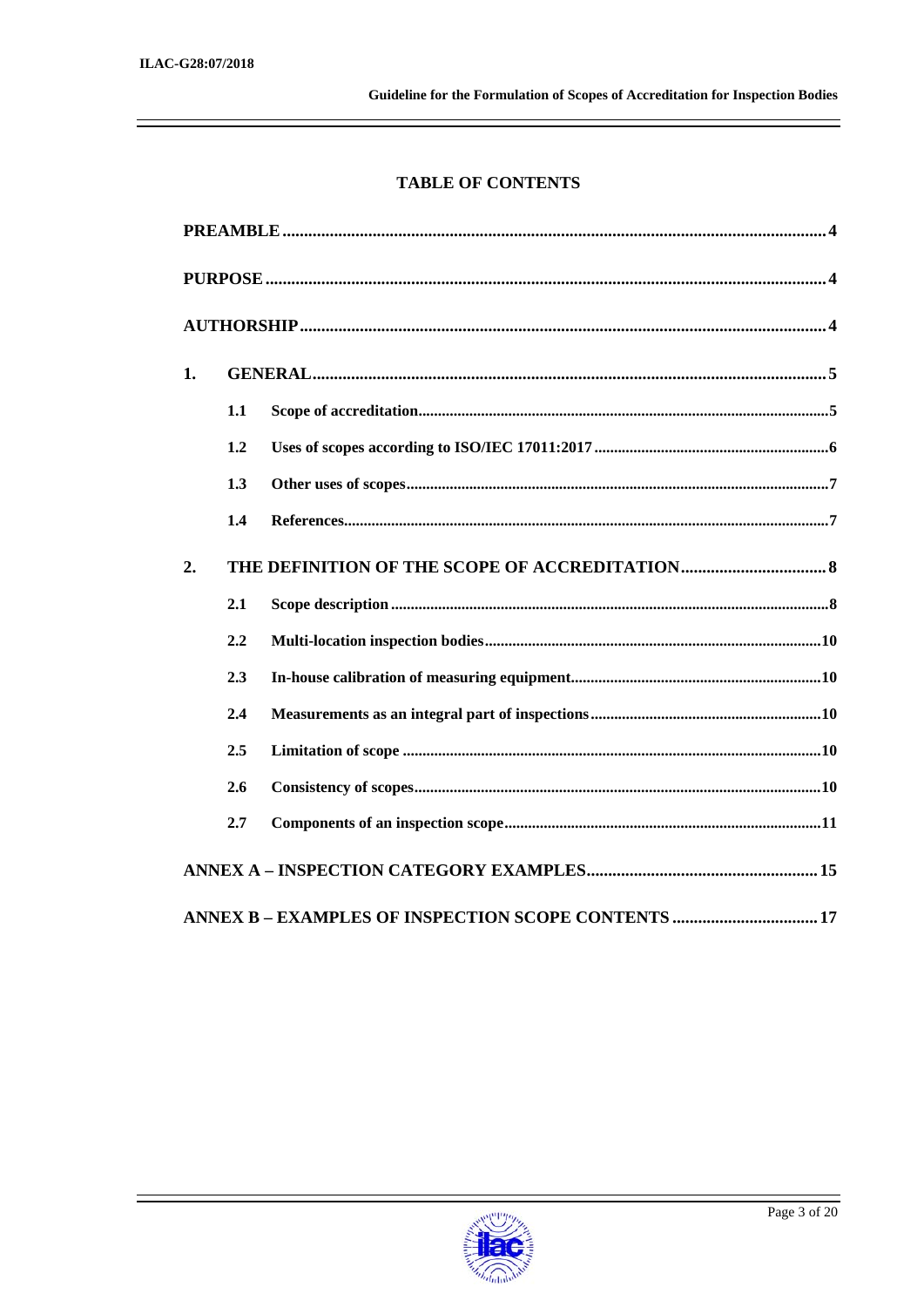## TABLE OF CONTENTS

**PREAMBLE** .......... 4

**PURPOSE** .......... 4

**AUTHORSHIP** .......... 4

**1. GENERAL** .......... 5

- **1.1 Scope of accreditation** .......... 5
- **1.2 Uses of scopes according to ISO/IEC 17011:2017** .......... 6
- **1.3 Other uses of scopes** .......... 7
- **1.4 References** .......... 7

**2. THE DEFINITION OF THE SCOPE OF ACCREDITATION** .......... 8

- **2.1 Scope description** .......... 8
- **2.2 Multi-location inspection bodies** .......... 10
- **2.3 In-house calibration of measuring equipment** .......... 10
- **2.4 Measurements as an integral part of inspections** .......... 10
- **2.5 Limitation of scope** .......... 10
- **2.6 Consistency of scopes** .......... 10
- **2.7 Components of an inspection scope** .......... 11

**ANNEX A – INSPECTION CATEGORY EXAMPLES** .......... 15

**ANNEX B – EXAMPLES OF INSPECTION SCOPE CONTENTS** .......... 17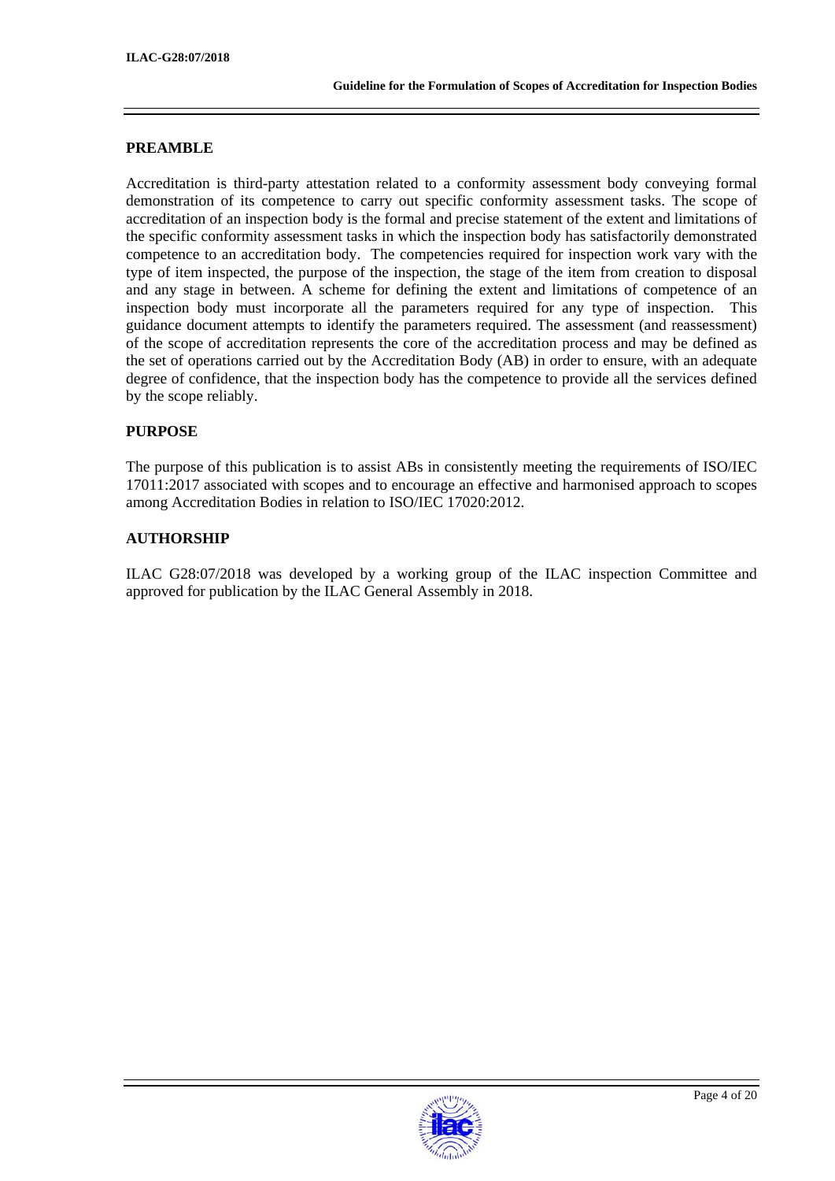## PREAMBLE

Accreditation is third-party attestation related to a conformity assessment body conveying formal demonstration of its competence to carry out specific conformity assessment tasks. The scope of accreditation of an inspection body is the formal and precise statement of the extent and limitations of the specific conformity assessment tasks in which the inspection body has satisfactorily demonstrated competence to an accreditation body. The competencies required for inspection work vary with the type of item inspected, the purpose of the inspection, the stage of the item from creation to disposal and any stage in between. A scheme for defining the extent and limitations of competence of an inspection body must incorporate all the parameters required for any type of inspection. This guidance document attempts to identify the parameters required. The assessment (and reassessment) of the scope of accreditation represents the core of the accreditation process and may be defined as the set of operations carried out by the Accreditation Body (AB) in order to ensure, with an adequate degree of confidence, that the inspection body has the competence to provide all the services defined by the scope reliably.

## PURPOSE

The purpose of this publication is to assist ABs in consistently meeting the requirements of ISO/IEC 17011:2017 associated with scopes and to encourage an effective and harmonised approach to scopes among Accreditation Bodies in relation to ISO/IEC 17020:2012.

## AUTHORSHIP

ILAC G28:07/2018 was developed by a working group of the ILAC inspection Committee and approved for publication by the ILAC General Assembly in 2018.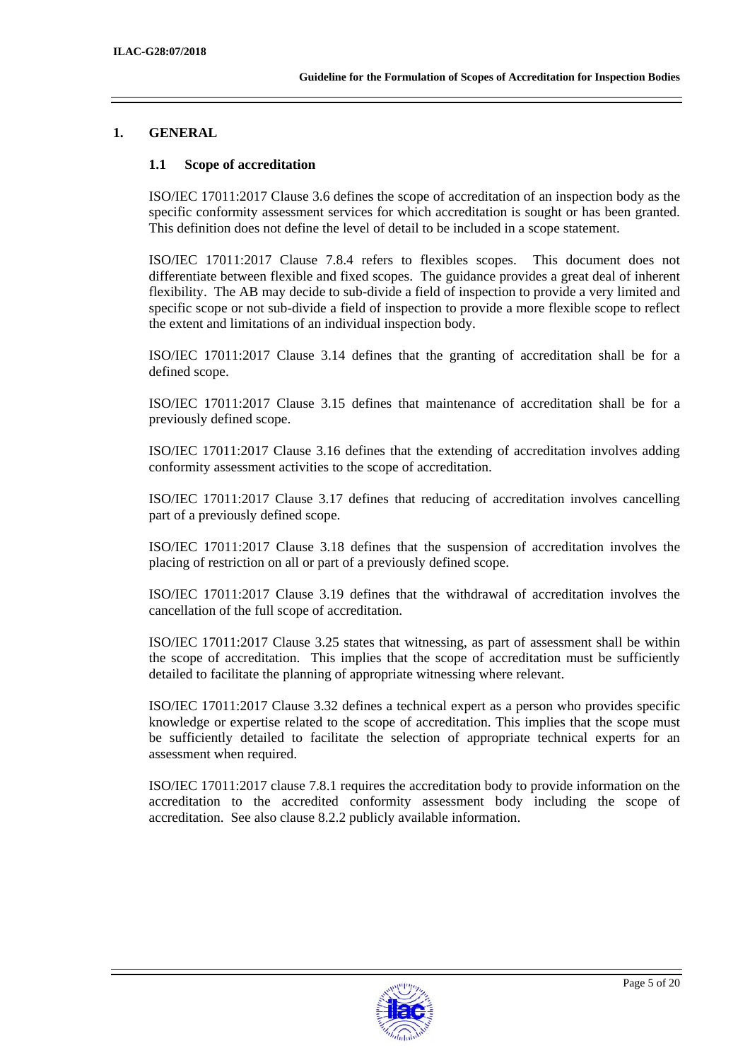## 1. GENERAL

### 1.1 Scope of accreditation

ISO/IEC 17011:2017 Clause 3.6 defines the scope of accreditation of an inspection body as the specific conformity assessment services for which accreditation is sought or has been granted. This definition does not define the level of detail to be included in a scope statement.

ISO/IEC 17011:2017 Clause 7.8.4 refers to flexibles scopes. This document does not differentiate between flexible and fixed scopes. The guidance provides a great deal of inherent flexibility. The AB may decide to sub-divide a field of inspection to provide a very limited and specific scope or not sub-divide a field of inspection to provide a more flexible scope to reflect the extent and limitations of an individual inspection body.

ISO/IEC 17011:2017 Clause 3.14 defines that the granting of accreditation shall be for a defined scope.

ISO/IEC 17011:2017 Clause 3.15 defines that maintenance of accreditation shall be for a previously defined scope.

ISO/IEC 17011:2017 Clause 3.16 defines that the extending of accreditation involves adding conformity assessment activities to the scope of accreditation.

ISO/IEC 17011:2017 Clause 3.17 defines that reducing of accreditation involves cancelling part of a previously defined scope.

ISO/IEC 17011:2017 Clause 3.18 defines that the suspension of accreditation involves the placing of restriction on all or part of a previously defined scope.

ISO/IEC 17011:2017 Clause 3.19 defines that the withdrawal of accreditation involves the cancellation of the full scope of accreditation.

ISO/IEC 17011:2017 Clause 3.25 states that witnessing, as part of assessment shall be within the scope of accreditation. This implies that the scope of accreditation must be sufficiently detailed to facilitate the planning of appropriate witnessing where relevant.

ISO/IEC 17011:2017 Clause 3.32 defines a technical expert as a person who provides specific knowledge or expertise related to the scope of accreditation. This implies that the scope must be sufficiently detailed to facilitate the selection of appropriate technical experts for an assessment when required.

ISO/IEC 17011:2017 clause 7.8.1 requires the accreditation body to provide information on the accreditation to the accredited conformity assessment body including the scope of accreditation. See also clause 8.2.2 publicly available information.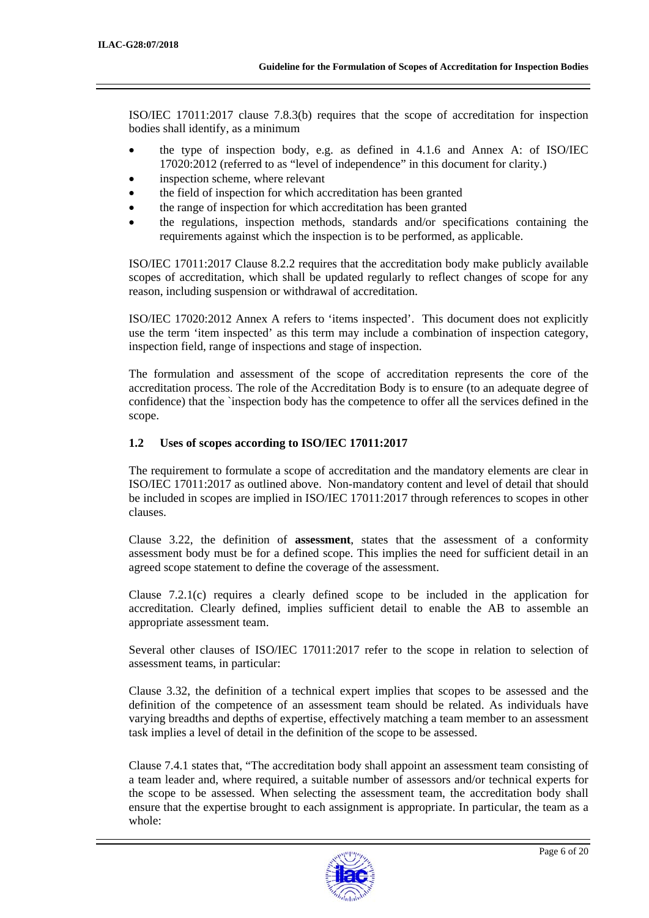ISO/IEC 17011:2017 clause 7.8.3(b) requires that the scope of accreditation for inspection bodies shall identify, as a minimum

- the type of inspection body, e.g. as defined in 4.1.6 and Annex A: of ISO/IEC 17020:2012 (referred to as "level of independence" in this document for clarity.)
- inspection scheme, where relevant
- the field of inspection for which accreditation has been granted
- the range of inspection for which accreditation has been granted
- the regulations, inspection methods, standards and/or specifications containing the requirements against which the inspection is to be performed, as applicable.

ISO/IEC 17011:2017 Clause 8.2.2 requires that the accreditation body make publicly available scopes of accreditation, which shall be updated regularly to reflect changes of scope for any reason, including suspension or withdrawal of accreditation.

ISO/IEC 17020:2012 Annex A refers to 'items inspected'. This document does not explicitly use the term 'item inspected' as this term may include a combination of inspection category, inspection field, range of inspections and stage of inspection.

The formulation and assessment of the scope of accreditation represents the core of the accreditation process. The role of the Accreditation Body is to ensure (to an adequate degree of confidence) that the `inspection body has the competence to offer all the services defined in the scope.

### 1.2 Uses of scopes according to ISO/IEC 17011:2017

The requirement to formulate a scope of accreditation and the mandatory elements are clear in ISO/IEC 17011:2017 as outlined above. Non-mandatory content and level of detail that should be included in scopes are implied in ISO/IEC 17011:2017 through references to scopes in other clauses.

Clause 3.22, the definition of **assessment**, states that the assessment of a conformity assessment body must be for a defined scope. This implies the need for sufficient detail in an agreed scope statement to define the coverage of the assessment.

Clause 7.2.1(c) requires a clearly defined scope to be included in the application for accreditation. Clearly defined, implies sufficient detail to enable the AB to assemble an appropriate assessment team.

Several other clauses of ISO/IEC 17011:2017 refer to the scope in relation to selection of assessment teams, in particular:

Clause 3.32, the definition of a technical expert implies that scopes to be assessed and the definition of the competence of an assessment team should be related. As individuals have varying breadths and depths of expertise, effectively matching a team member to an assessment task implies a level of detail in the definition of the scope to be assessed.

Clause 7.4.1 states that, "The accreditation body shall appoint an assessment team consisting of a team leader and, where required, a suitable number of assessors and/or technical experts for the scope to be assessed. When selecting the assessment team, the accreditation body shall ensure that the expertise brought to each assignment is appropriate. In particular, the team as a whole: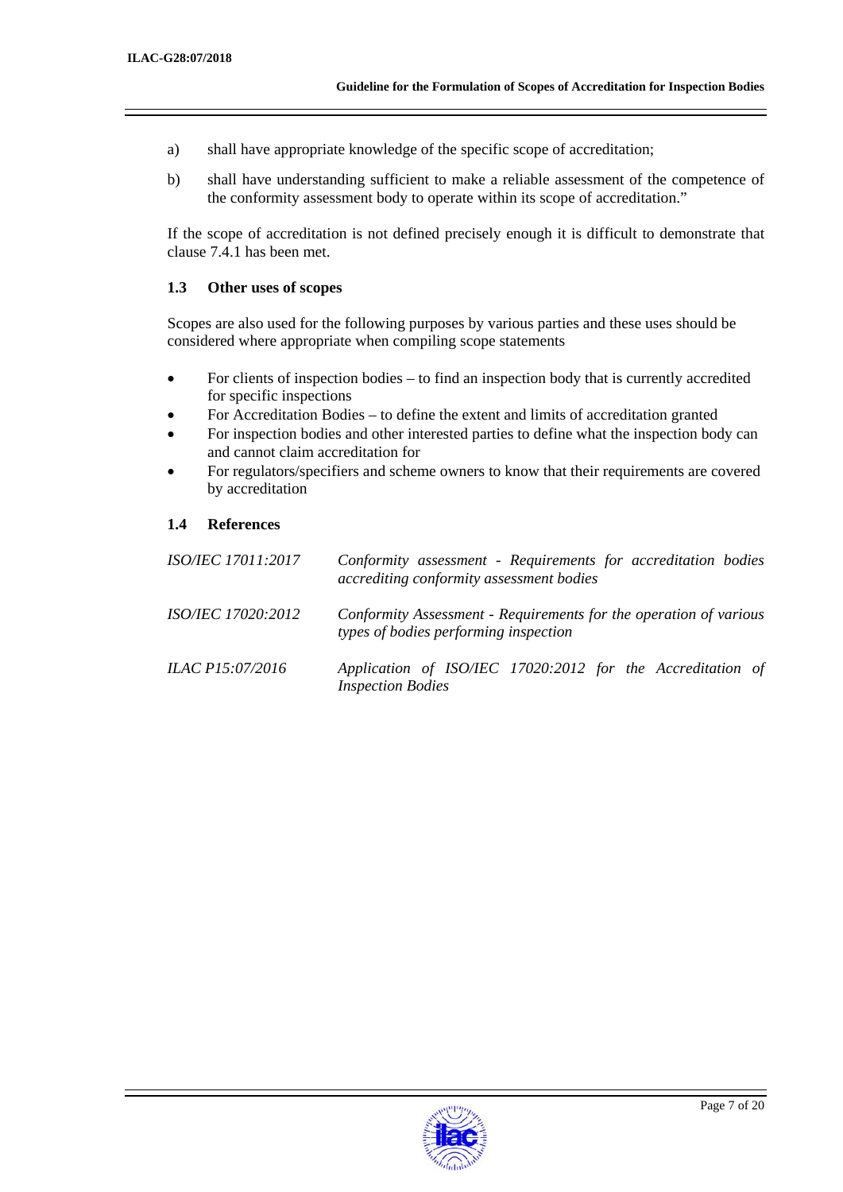a) shall have appropriate knowledge of the specific scope of accreditation;

b) shall have understanding sufficient to make a reliable assessment of the competence of the conformity assessment body to operate within its scope of accreditation."

If the scope of accreditation is not defined precisely enough it is difficult to demonstrate that clause 7.4.1 has been met.

### 1.3 Other uses of scopes

Scopes are also used for the following purposes by various parties and these uses should be considered where appropriate when compiling scope statements

- For clients of inspection bodies – to find an inspection body that is currently accredited for specific inspections
- For Accreditation Bodies – to define the extent and limits of accreditation granted
- For inspection bodies and other interested parties to define what the inspection body can and cannot claim accreditation for
- For regulators/specifiers and scheme owners to know that their requirements are covered by accreditation

### 1.4 References

| | |
|---|---|
| *ISO/IEC 17011:2017* | *Conformity assessment - Requirements for accreditation bodies accrediting conformity assessment bodies* |
| *ISO/IEC 17020:2012* | *Conformity Assessment - Requirements for the operation of various types of bodies performing inspection* |
| *ILAC P15:07/2016* | *Application of ISO/IEC 17020:2012 for the Accreditation of Inspection Bodies* |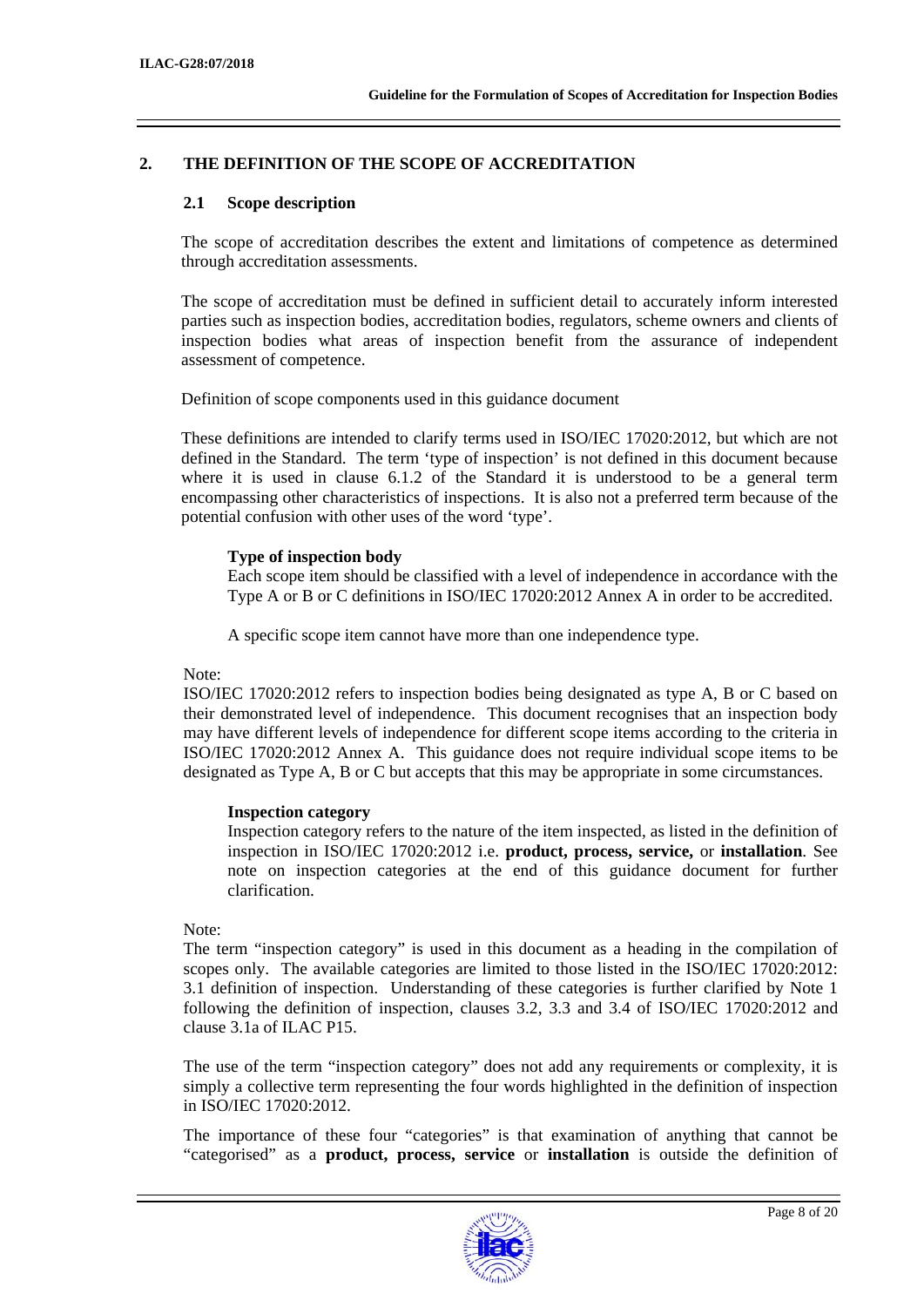## 2. THE DEFINITION OF THE SCOPE OF ACCREDITATION

### 2.1 Scope description

The scope of accreditation describes the extent and limitations of competence as determined through accreditation assessments.

The scope of accreditation must be defined in sufficient detail to accurately inform interested parties such as inspection bodies, accreditation bodies, regulators, scheme owners and clients of inspection bodies what areas of inspection benefit from the assurance of independent assessment of competence.

Definition of scope components used in this guidance document

These definitions are intended to clarify terms used in ISO/IEC 17020:2012, but which are not defined in the Standard. The term 'type of inspection' is not defined in this document because where it is used in clause 6.1.2 of the Standard it is understood to be a general term encompassing other characteristics of inspections. It is also not a preferred term because of the potential confusion with other uses of the word 'type'.

**Type of inspection body**
Each scope item should be classified with a level of independence in accordance with the Type A or B or C definitions in ISO/IEC 17020:2012 Annex A in order to be accredited.

A specific scope item cannot have more than one independence type.

Note:
ISO/IEC 17020:2012 refers to inspection bodies being designated as type A, B or C based on their demonstrated level of independence. This document recognises that an inspection body may have different levels of independence for different scope items according to the criteria in ISO/IEC 17020:2012 Annex A. This guidance does not require individual scope items to be designated as Type A, B or C but accepts that this may be appropriate in some circumstances.

**Inspection category**
Inspection category refers to the nature of the item inspected, as listed in the definition of inspection in ISO/IEC 17020:2012 i.e. **product, process, service,** or **installation**. See note on inspection categories at the end of this guidance document for further clarification.

Note:
The term "inspection category" is used in this document as a heading in the compilation of scopes only. The available categories are limited to those listed in the ISO/IEC 17020:2012: 3.1 definition of inspection. Understanding of these categories is further clarified by Note 1 following the definition of inspection, clauses 3.2, 3.3 and 3.4 of ISO/IEC 17020:2012 and clause 3.1a of ILAC P15.

The use of the term "inspection category" does not add any requirements or complexity, it is simply a collective term representing the four words highlighted in the definition of inspection in ISO/IEC 17020:2012.

The importance of these four "categories" is that examination of anything that cannot be "categorised" as a **product, process, service** or **installation** is outside the definition of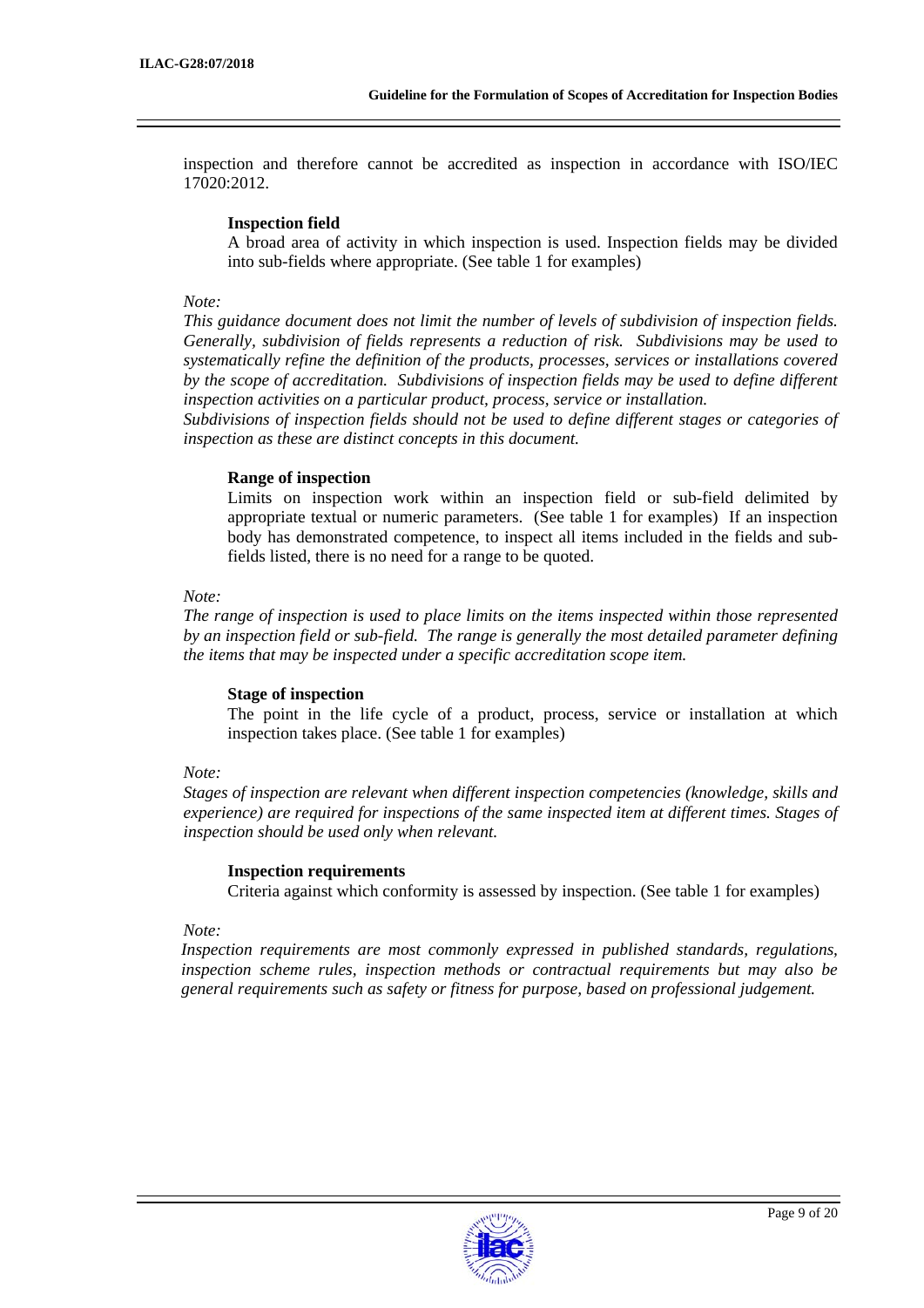inspection and therefore cannot be accredited as inspection in accordance with ISO/IEC 17020:2012.

**Inspection field**

A broad area of activity in which inspection is used. Inspection fields may be divided into sub-fields where appropriate. (See table 1 for examples)

*Note:*

*This guidance document does not limit the number of levels of subdivision of inspection fields. Generally, subdivision of fields represents a reduction of risk. Subdivisions may be used to systematically refine the definition of the products, processes, services or installations covered by the scope of accreditation. Subdivisions of inspection fields may be used to define different inspection activities on a particular product, process, service or installation.*

*Subdivisions of inspection fields should not be used to define different stages or categories of inspection as these are distinct concepts in this document.*

**Range of inspection**

Limits on inspection work within an inspection field or sub-field delimited by appropriate textual or numeric parameters. (See table 1 for examples) If an inspection body has demonstrated competence, to inspect all items included in the fields and sub-fields listed, there is no need for a range to be quoted.

*Note:*

*The range of inspection is used to place limits on the items inspected within those represented by an inspection field or sub-field. The range is generally the most detailed parameter defining the items that may be inspected under a specific accreditation scope item.*

**Stage of inspection**

The point in the life cycle of a product, process, service or installation at which inspection takes place. (See table 1 for examples)

*Note:*

*Stages of inspection are relevant when different inspection competencies (knowledge, skills and experience) are required for inspections of the same inspected item at different times. Stages of inspection should be used only when relevant.*

**Inspection requirements**

Criteria against which conformity is assessed by inspection. (See table 1 for examples)

*Note:*

*Inspection requirements are most commonly expressed in published standards, regulations, inspection scheme rules, inspection methods or contractual requirements but may also be general requirements such as safety or fitness for purpose, based on professional judgement.*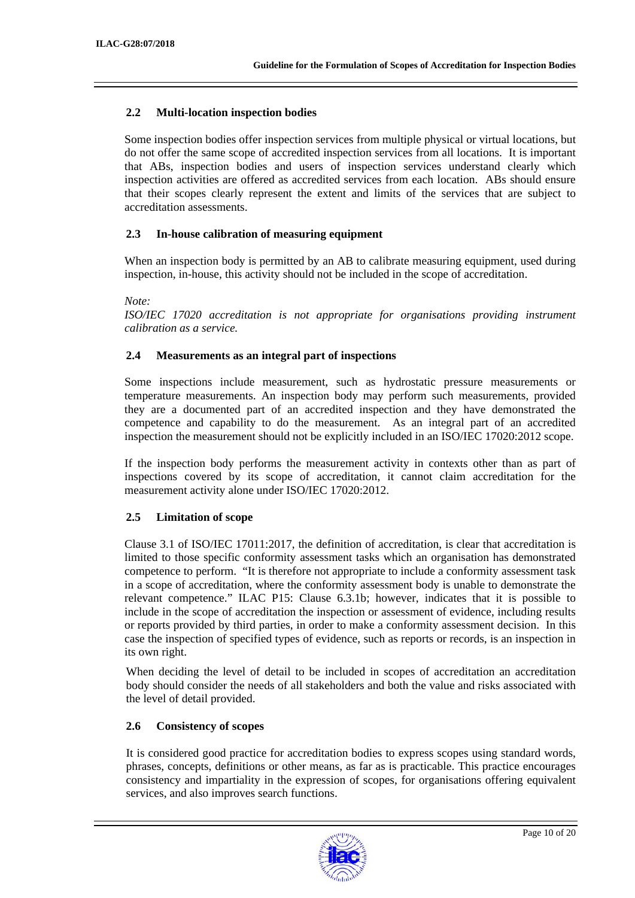### 2.2 Multi-location inspection bodies

Some inspection bodies offer inspection services from multiple physical or virtual locations, but do not offer the same scope of accredited inspection services from all locations. It is important that ABs, inspection bodies and users of inspection services understand clearly which inspection activities are offered as accredited services from each location. ABs should ensure that their scopes clearly represent the extent and limits of the services that are subject to accreditation assessments.

### 2.3 In-house calibration of measuring equipment

When an inspection body is permitted by an AB to calibrate measuring equipment, used during inspection, in-house, this activity should not be included in the scope of accreditation.

*Note:*
*ISO/IEC 17020 accreditation is not appropriate for organisations providing instrument calibration as a service.*

### 2.4 Measurements as an integral part of inspections

Some inspections include measurement, such as hydrostatic pressure measurements or temperature measurements. An inspection body may perform such measurements, provided they are a documented part of an accredited inspection and they have demonstrated the competence and capability to do the measurement. As an integral part of an accredited inspection the measurement should not be explicitly included in an ISO/IEC 17020:2012 scope.

If the inspection body performs the measurement activity in contexts other than as part of inspections covered by its scope of accreditation, it cannot claim accreditation for the measurement activity alone under ISO/IEC 17020:2012.

### 2.5 Limitation of scope

Clause 3.1 of ISO/IEC 17011:2017, the definition of accreditation, is clear that accreditation is limited to those specific conformity assessment tasks which an organisation has demonstrated competence to perform. "It is therefore not appropriate to include a conformity assessment task in a scope of accreditation, where the conformity assessment body is unable to demonstrate the relevant competence." ILAC P15: Clause 6.3.1b; however, indicates that it is possible to include in the scope of accreditation the inspection or assessment of evidence, including results or reports provided by third parties, in order to make a conformity assessment decision. In this case the inspection of specified types of evidence, such as reports or records, is an inspection in its own right.

When deciding the level of detail to be included in scopes of accreditation an accreditation body should consider the needs of all stakeholders and both the value and risks associated with the level of detail provided.

### 2.6 Consistency of scopes

It is considered good practice for accreditation bodies to express scopes using standard words, phrases, concepts, definitions or other means, as far as is practicable. This practice encourages consistency and impartiality in the expression of scopes, for organisations offering equivalent services, and also improves search functions.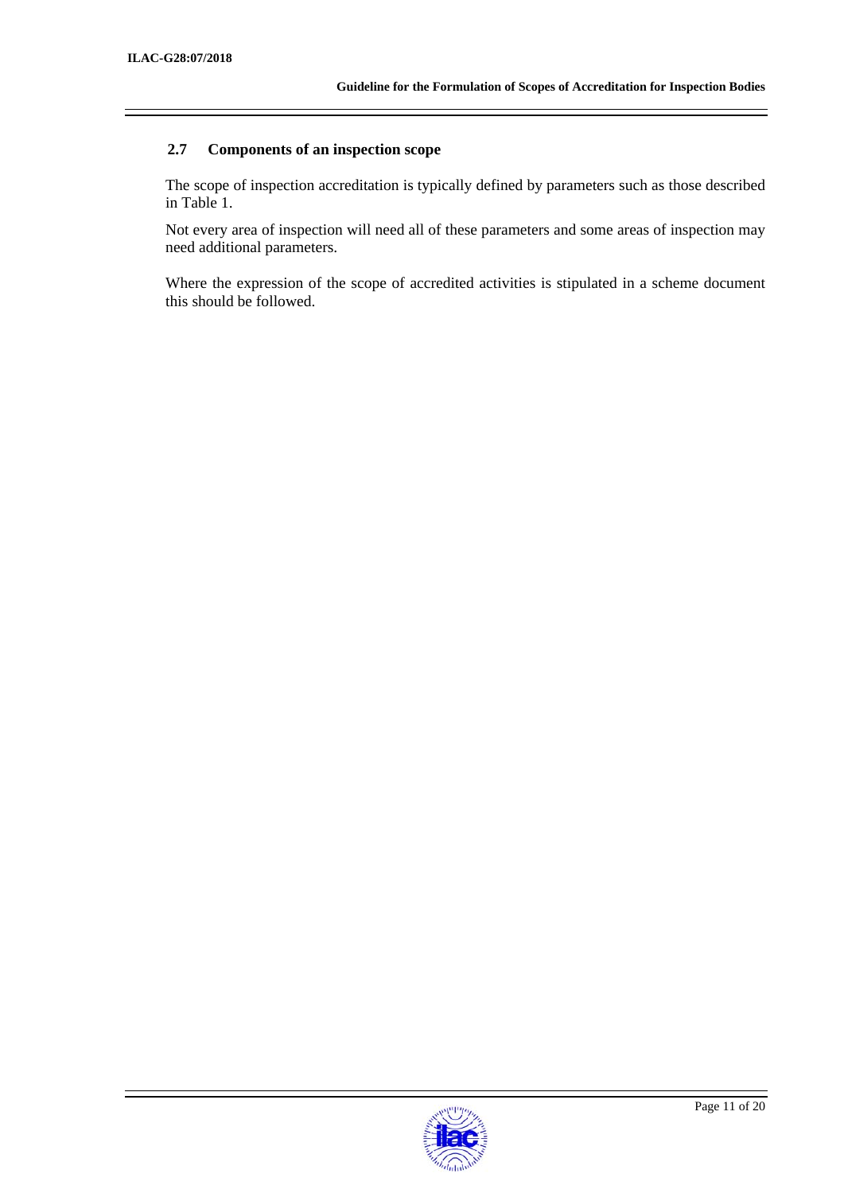## 2.7 Components of an inspection scope

The scope of inspection accreditation is typically defined by parameters such as those described in Table 1.

Not every area of inspection will need all of these parameters and some areas of inspection may need additional parameters.

Where the expression of the scope of accredited activities is stipulated in a scheme document this should be followed.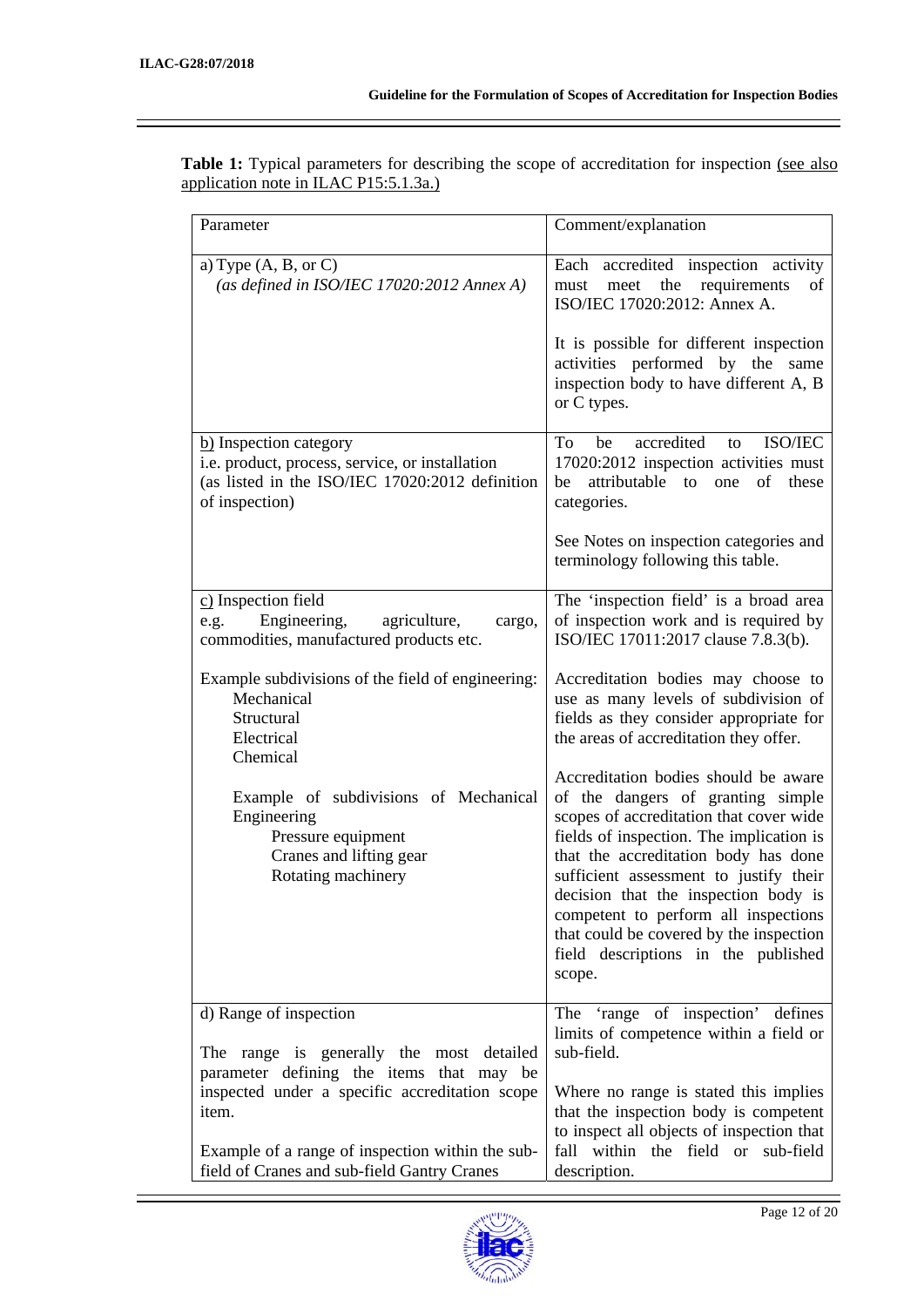**Table 1:** Typical parameters for describing the scope of accreditation for inspection (see also application note in ILAC P15:5.1.3a.)

| Parameter | Comment/explanation |
|---|---|
| a) Type (A, B, or C)<br>*(as defined in ISO/IEC 17020:2012 Annex A)* | Each accredited inspection activity must meet the requirements of ISO/IEC 17020:2012: Annex A.<br><br>It is possible for different inspection activities performed by the same inspection body to have different A, B or C types. |
| b) Inspection category<br>i.e. product, process, service, or installation<br>(as listed in the ISO/IEC 17020:2012 definition of inspection) | To be accredited to ISO/IEC 17020:2012 inspection activities must be attributable to one of these categories.<br><br>See Notes on inspection categories and terminology following this table. |
| c) Inspection field<br>e.g. Engineering, agriculture, cargo, commodities, manufactured products etc.<br><br>Example subdivisions of the field of engineering:<br>Mechanical<br>Structural<br>Electrical<br>Chemical<br><br>Example of subdivisions of Mechanical Engineering<br>Pressure equipment<br>Cranes and lifting gear<br>Rotating machinery | The 'inspection field' is a broad area of inspection work and is required by ISO/IEC 17011:2017 clause 7.8.3(b).<br><br>Accreditation bodies may choose to use as many levels of subdivision of fields as they consider appropriate for the areas of accreditation they offer.<br><br>Accreditation bodies should be aware of the dangers of granting simple scopes of accreditation that cover wide fields of inspection. The implication is that the accreditation body has done sufficient assessment to justify their decision that the inspection body is competent to perform all inspections that could be covered by the inspection field descriptions in the published scope. |
| d) Range of inspection<br><br>The range is generally the most detailed parameter defining the items that may be inspected under a specific accreditation scope item.<br><br>Example of a range of inspection within the sub-field of Cranes and sub-field Gantry Cranes | The 'range of inspection' defines limits of competence within a field or sub-field.<br><br>Where no range is stated this implies that the inspection body is competent to inspect all objects of inspection that fall within the field or sub-field description. |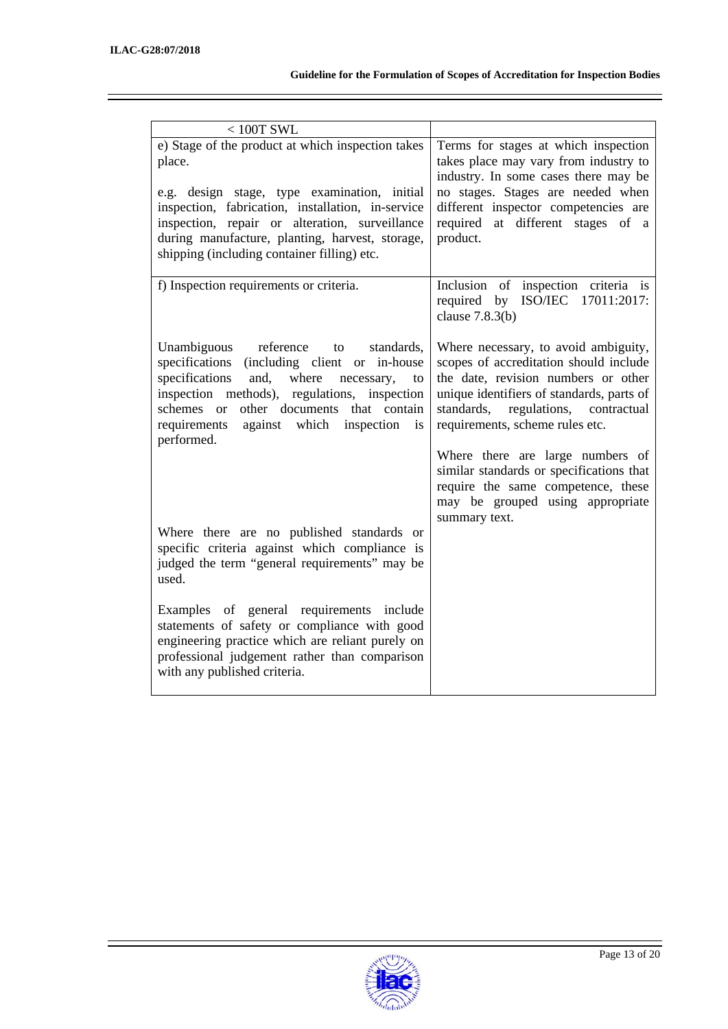| | |
|---|---|
| < 100T SWL | |
| e) Stage of the product at which inspection takes place.<br><br>e.g. design stage, type examination, initial inspection, fabrication, installation, in-service inspection, repair or alteration, surveillance during manufacture, planting, harvest, storage, shipping (including container filling) etc. | Terms for stages at which inspection takes place may vary from industry to industry. In some cases there may be no stages. Stages are needed when different inspector competencies are required at different stages of a product. |
| f) Inspection requirements or criteria.<br><br>Unambiguous reference to standards, specifications (including client or in-house specifications and, where necessary, to inspection methods), regulations, inspection schemes or other documents that contain requirements against which inspection is performed.<br><br>Where there are no published standards or specific criteria against which compliance is judged the term "general requirements" may be used.<br><br>Examples of general requirements include statements of safety or compliance with good engineering practice which are reliant purely on professional judgement rather than comparison with any published criteria. | Inclusion of inspection criteria is required by ISO/IEC 17011:2017: clause 7.8.3(b)<br><br>Where necessary, to avoid ambiguity, scopes of accreditation should include the date, revision numbers or other unique identifiers of standards, parts of standards, regulations, contractual requirements, scheme rules etc.<br><br>Where there are large numbers of similar standards or specifications that require the same competence, these may be grouped using appropriate summary text. |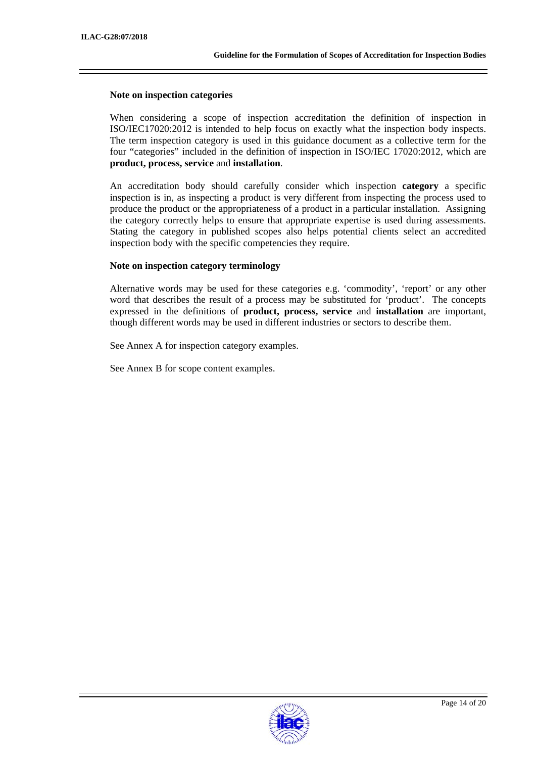**Note on inspection categories**

When considering a scope of inspection accreditation the definition of inspection in ISO/IEC17020:2012 is intended to help focus on exactly what the inspection body inspects. The term inspection category is used in this guidance document as a collective term for the four "categories" included in the definition of inspection in ISO/IEC 17020:2012, which are **product, process, service** and **installation**.

An accreditation body should carefully consider which inspection **category** a specific inspection is in, as inspecting a product is very different from inspecting the process used to produce the product or the appropriateness of a product in a particular installation. Assigning the category correctly helps to ensure that appropriate expertise is used during assessments. Stating the category in published scopes also helps potential clients select an accredited inspection body with the specific competencies they require.

**Note on inspection category terminology**

Alternative words may be used for these categories e.g. 'commodity', 'report' or any other word that describes the result of a process may be substituted for 'product'. The concepts expressed in the definitions of **product, process, service** and **installation** are important, though different words may be used in different industries or sectors to describe them.

See Annex A for inspection category examples.

See Annex B for scope content examples.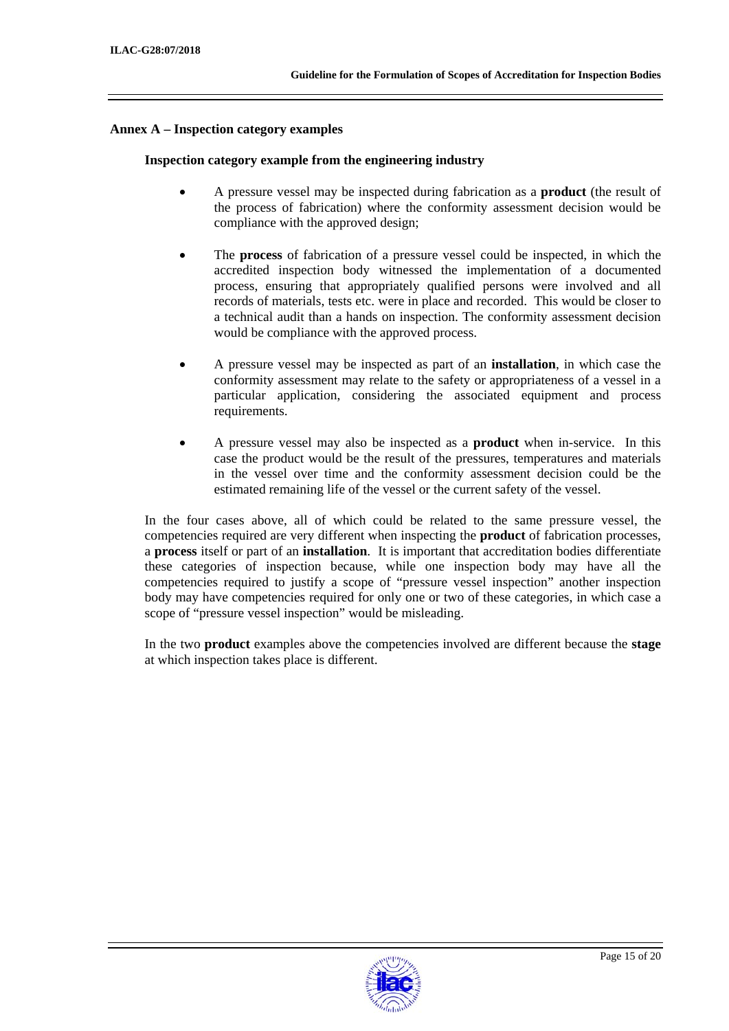## Annex A – Inspection category examples

### Inspection category example from the engineering industry

- A pressure vessel may be inspected during fabrication as a **product** (the result of the process of fabrication) where the conformity assessment decision would be compliance with the approved design;
- The **process** of fabrication of a pressure vessel could be inspected, in which the accredited inspection body witnessed the implementation of a documented process, ensuring that appropriately qualified persons were involved and all records of materials, tests etc. were in place and recorded. This would be closer to a technical audit than a hands on inspection. The conformity assessment decision would be compliance with the approved process.
- A pressure vessel may be inspected as part of an **installation**, in which case the conformity assessment may relate to the safety or appropriateness of a vessel in a particular application, considering the associated equipment and process requirements.
- A pressure vessel may also be inspected as a **product** when in-service. In this case the product would be the result of the pressures, temperatures and materials in the vessel over time and the conformity assessment decision could be the estimated remaining life of the vessel or the current safety of the vessel.

In the four cases above, all of which could be related to the same pressure vessel, the competencies required are very different when inspecting the **product** of fabrication processes, a **process** itself or part of an **installation**. It is important that accreditation bodies differentiate these categories of inspection because, while one inspection body may have all the competencies required to justify a scope of "pressure vessel inspection" another inspection body may have competencies required for only one or two of these categories, in which case a scope of "pressure vessel inspection" would be misleading.

In the two **product** examples above the competencies involved are different because the **stage** at which inspection takes place is different.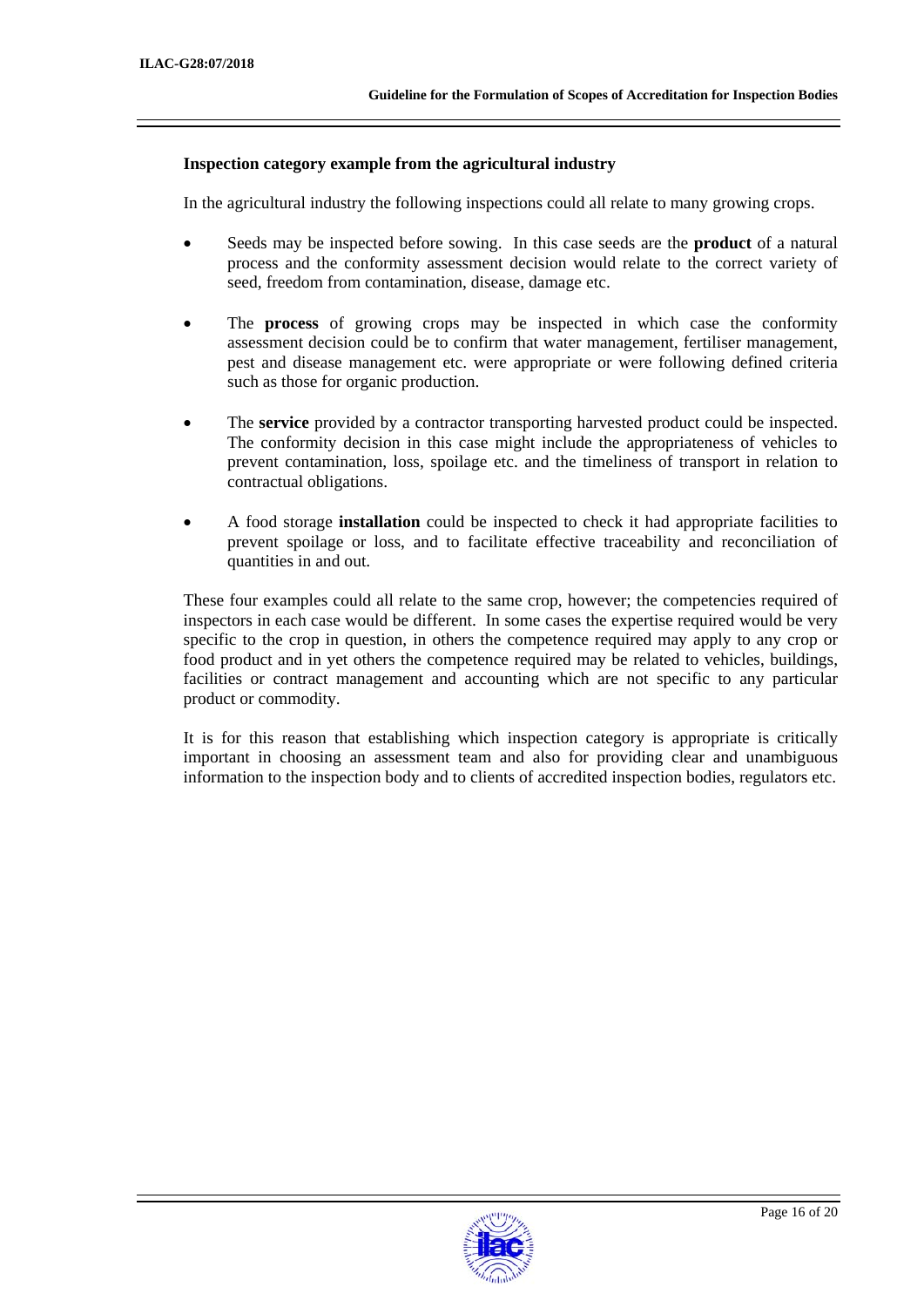**Inspection category example from the agricultural industry**

In the agricultural industry the following inspections could all relate to many growing crops.

- Seeds may be inspected before sowing. In this case seeds are the **product** of a natural process and the conformity assessment decision would relate to the correct variety of seed, freedom from contamination, disease, damage etc.

- The **process** of growing crops may be inspected in which case the conformity assessment decision could be to confirm that water management, fertiliser management, pest and disease management etc. were appropriate or were following defined criteria such as those for organic production.

- The **service** provided by a contractor transporting harvested product could be inspected. The conformity decision in this case might include the appropriateness of vehicles to prevent contamination, loss, spoilage etc. and the timeliness of transport in relation to contractual obligations.

- A food storage **installation** could be inspected to check it had appropriate facilities to prevent spoilage or loss, and to facilitate effective traceability and reconciliation of quantities in and out.

These four examples could all relate to the same crop, however; the competencies required of inspectors in each case would be different. In some cases the expertise required would be very specific to the crop in question, in others the competence required may apply to any crop or food product and in yet others the competence required may be related to vehicles, buildings, facilities or contract management and accounting which are not specific to any particular product or commodity.

It is for this reason that establishing which inspection category is appropriate is critically important in choosing an assessment team and also for providing clear and unambiguous information to the inspection body and to clients of accredited inspection bodies, regulators etc.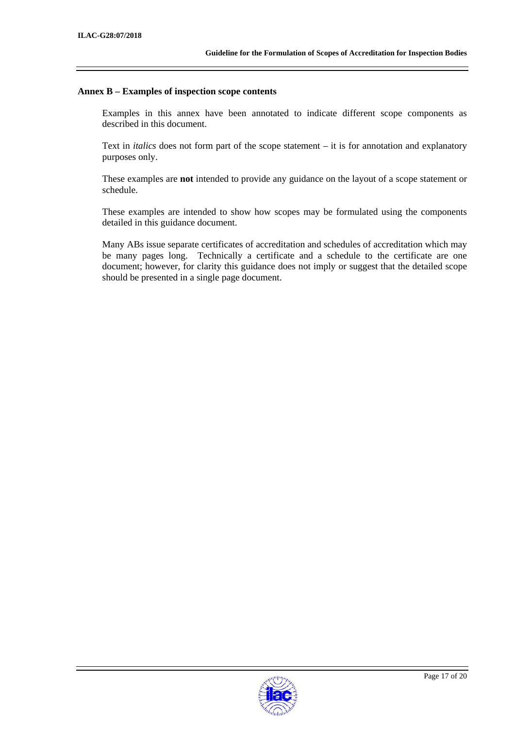## Annex B – Examples of inspection scope contents

Examples in this annex have been annotated to indicate different scope components as described in this document.

Text in *italics* does not form part of the scope statement – it is for annotation and explanatory purposes only.

These examples are **not** intended to provide any guidance on the layout of a scope statement or schedule.

These examples are intended to show how scopes may be formulated using the components detailed in this guidance document.

Many ABs issue separate certificates of accreditation and schedules of accreditation which may be many pages long. Technically a certificate and a schedule to the certificate are one document; however, for clarity this guidance does not imply or suggest that the detailed scope should be presented in a single page document.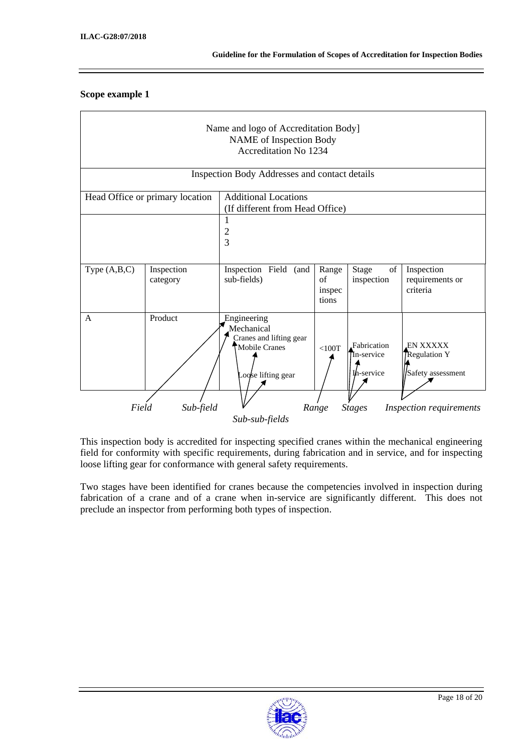### Scope example 1

| Name and logo of Accreditation Body]<br>NAME of Inspection Body<br>Accreditation No 1234 | | | | | |
|---|---|---|---|---|---|
| Inspection Body Addresses and contact details | | | | | |
| Head Office or primary location | | Additional Locations<br>(If different from Head Office) | | | |
| | | 1<br>2<br>3 | | | |
| Type (A,B,C) | Inspection category | Inspection Field (and sub-fields) | Range of inspections | Stage of inspection | Inspection requirements or criteria |
| A | Product | Engineering<br>Mechanical<br>Cranes and lifting gear<br>Mobile Cranes<br><br>Loose lifting gear | <100T | Fabrication<br>In-service<br><br>In-service | EN XXXXX<br>Regulation Y<br><br>Safety assessment |

*Field* *Sub-field* *Sub-sub-fields* *Range* *Stages* *Inspection requirements*

This inspection body is accredited for inspecting specified cranes within the mechanical engineering field for conformity with specific requirements, during fabrication and in service, and for inspecting loose lifting gear for conformance with general safety requirements.

Two stages have been identified for cranes because the competencies involved in inspection during fabrication of a crane and of a crane when in-service are significantly different. This does not preclude an inspector from performing both types of inspection.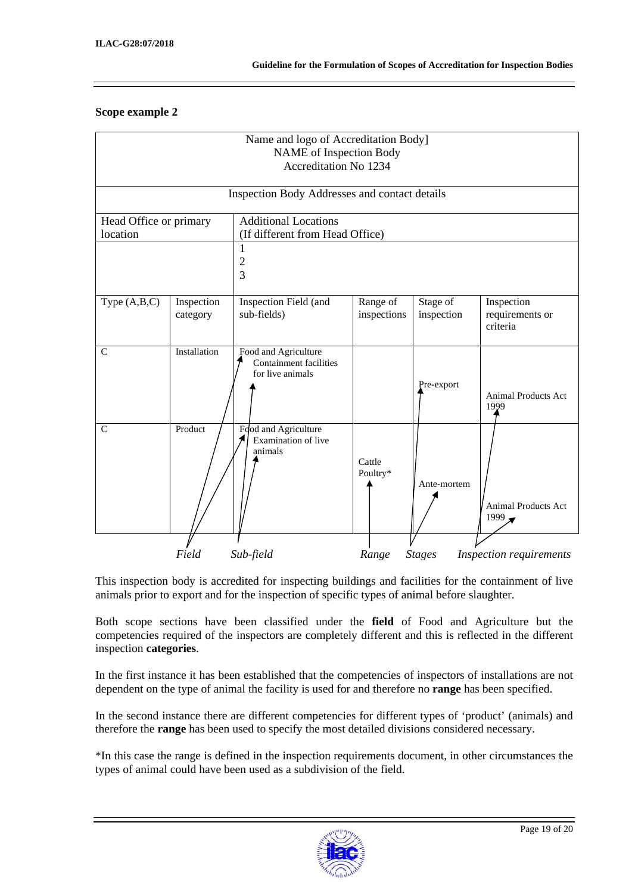### Scope example 2

| Name and logo of Accreditation Body]<br>NAME of Inspection Body<br>Accreditation No 1234 | | | | | |
|---|---|---|---|---|---|
| Inspection Body Addresses and contact details | | | | | |
| Head Office or primary location | | Additional Locations<br>(If different from Head Office) | | | |
| | | 1<br>2<br>3 | | | |
| Type (A,B,C) | Inspection category | Inspection Field (and sub-fields) | Range of inspections | Stage of inspection | Inspection requirements or criteria |
| C | Installation | Food and Agriculture<br>Containment facilities for live animals | | Pre-export | Animal Products Act 1999 |
| C | Product | Food and Agriculture<br>Examination of live animals | Cattle<br>Poultry* | Ante-mortem | Animal Products Act 1999 |

*Field* *Sub-field* *Range* *Stages* *Inspection requirements*

This inspection body is accredited for inspecting buildings and facilities for the containment of live animals prior to export and for the inspection of specific types of animal before slaughter.

Both scope sections have been classified under the **field** of Food and Agriculture but the competencies required of the inspectors are completely different and this is reflected in the different inspection **categories**.

In the first instance it has been established that the competencies of inspectors of installations are not dependent on the type of animal the facility is used for and therefore no **range** has been specified.

In the second instance there are different competencies for different types of 'product' (animals) and therefore the **range** has been used to specify the most detailed divisions considered necessary.

*In this case the range is defined in the inspection requirements document, in other circumstances the types of animal could have been used as a subdivision of the field.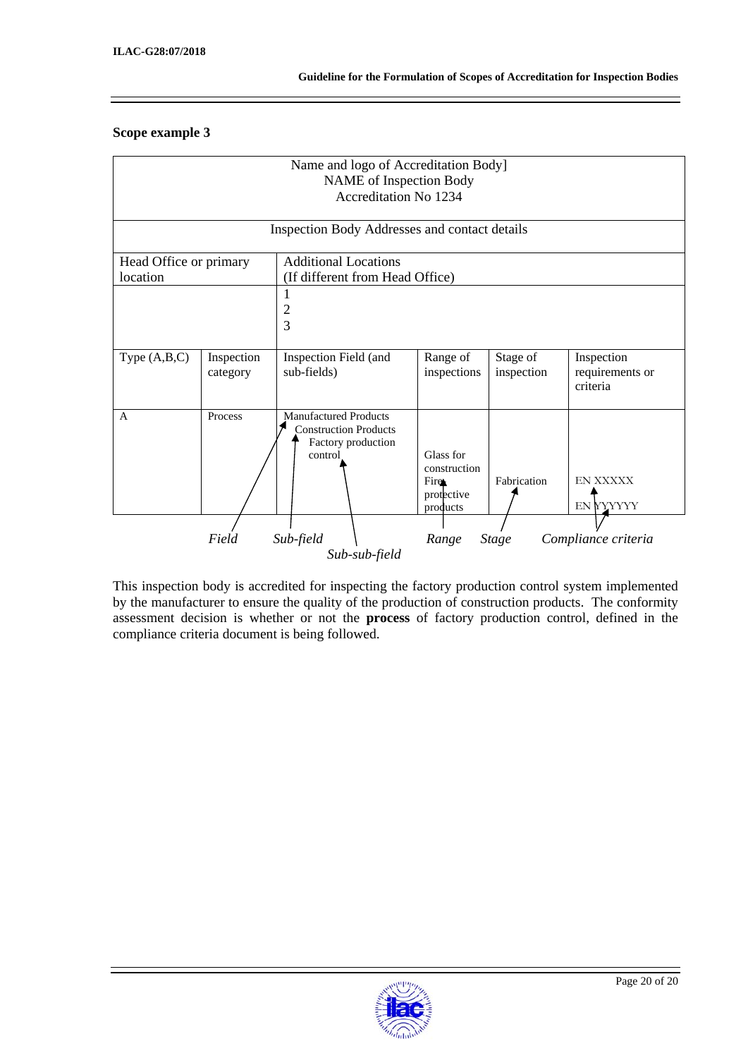**Scope example 3**

| | | | | | |
|---|---|---|---|---|---|
| Name and logo of Accreditation Body]<br>NAME of Inspection Body<br>Accreditation No 1234 | | | | | |
| Inspection Body Addresses and contact details | | | | | |
| Head Office or primary location | | Additional Locations<br>(If different from Head Office) | | | |
| | | 1<br>2<br>3 | | | |
| Type (A,B,C) | Inspection category | Inspection Field (and sub-fields) | Range of inspections | Stage of inspection | Inspection requirements or criteria |
| A | Process | Manufactured Products<br>Construction Products<br>Factory production control | Glass for construction<br>Fire protective products | Fabrication | EN XXXXX<br>EN YYYYYY |

*Field* *Sub-field* *Sub-sub-field* *Range* *Stage* *Compliance criteria*

This inspection body is accredited for inspecting the factory production control system implemented by the manufacturer to ensure the quality of the production of construction products. The conformity assessment decision is whether or not the **process** of factory production control, defined in the compliance criteria document is being followed.